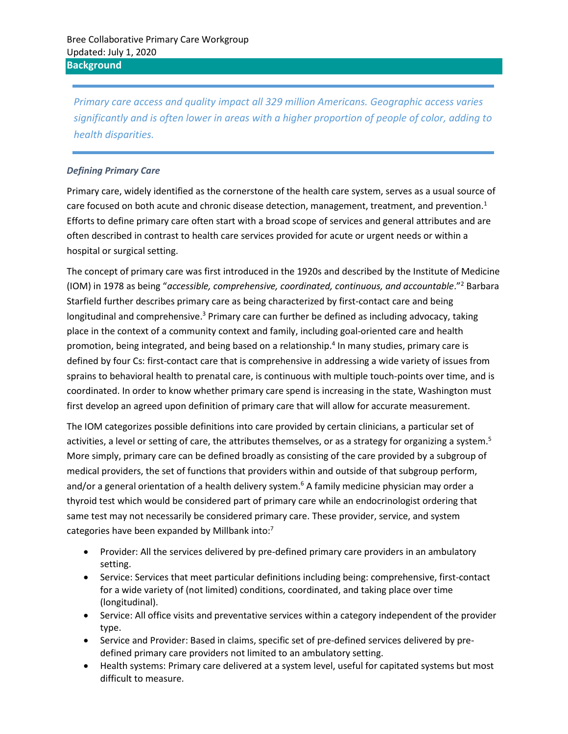Bree Collaborative Primary Care Workgroup
Updated: July 1, 2020

## Background

> *Primary care access and quality impact all 329 million Americans. Geographic access varies significantly and is often lower in areas with a higher proportion of people of color, adding to health disparities.*

### *Defining Primary Care*

Primary care, widely identified as the cornerstone of the health care system, serves as a usual source of care focused on both acute and chronic disease detection, management, treatment, and prevention.[1] Efforts to define primary care often start with a broad scope of services and general attributes and are often described in contrast to health care services provided for acute or urgent needs or within a hospital or surgical setting.

The concept of primary care was first introduced in the 1920s and described by the Institute of Medicine (IOM) in 1978 as being "*accessible, comprehensive, coordinated, continuous, and accountable*."[2] Barbara Starfield further describes primary care as being characterized by first-contact care and being longitudinal and comprehensive.[3] Primary care can further be defined as including advocacy, taking place in the context of a community context and family, including goal-oriented care and health promotion, being integrated, and being based on a relationship.[4] In many studies, primary care is defined by four Cs: first-contact care that is comprehensive in addressing a wide variety of issues from sprains to behavioral health to prenatal care, is continuous with multiple touch-points over time, and is coordinated. In order to know whether primary care spend is increasing in the state, Washington must first develop an agreed upon definition of primary care that will allow for accurate measurement.

The IOM categorizes possible definitions into care provided by certain clinicians, a particular set of activities, a level or setting of care, the attributes themselves, or as a strategy for organizing a system.[5] More simply, primary care can be defined broadly as consisting of the care provided by a subgroup of medical providers, the set of functions that providers within and outside of that subgroup perform, and/or a general orientation of a health delivery system.[6] A family medicine physician may order a thyroid test which would be considered part of primary care while an endocrinologist ordering that same test may not necessarily be considered primary care. These provider, service, and system categories have been expanded by Millbank into:[7]

- Provider: All the services delivered by pre-defined primary care providers in an ambulatory setting.
- Service: Services that meet particular definitions including being: comprehensive, first-contact for a wide variety of (not limited) conditions, coordinated, and taking place over time (longitudinal).
- Service: All office visits and preventative services within a category independent of the provider type.
- Service and Provider: Based in claims, specific set of pre-defined services delivered by pre-defined primary care providers not limited to an ambulatory setting.
- Health systems: Primary care delivered at a system level, useful for capitated systems but most difficult to measure.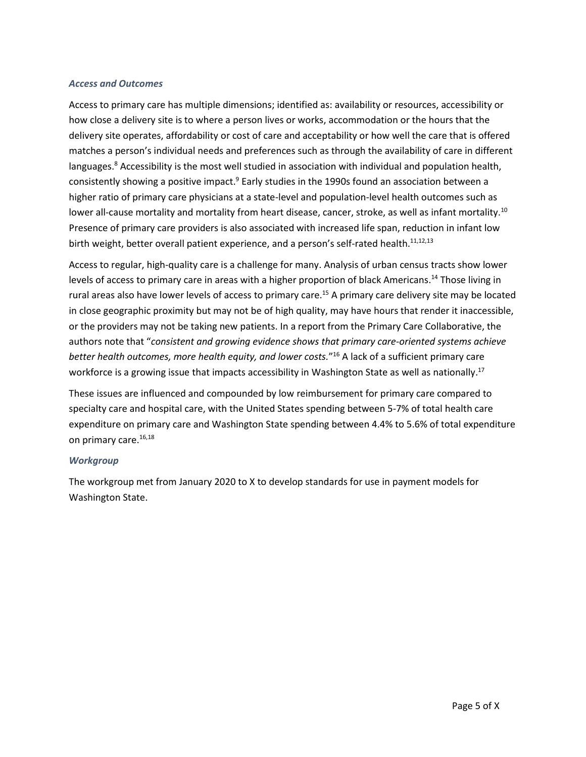### *Access and Outcomes*

Access to primary care has multiple dimensions; identified as: availability or resources, accessibility or how close a delivery site is to where a person lives or works, accommodation or the hours that the delivery site operates, affordability or cost of care and acceptability or how well the care that is offered matches a person's individual needs and preferences such as through the availability of care in different languages.[8] Accessibility is the most well studied in association with individual and population health, consistently showing a positive impact.[9] Early studies in the 1990s found an association between a higher ratio of primary care physicians at a state-level and population-level health outcomes such as lower all-cause mortality and mortality from heart disease, cancer, stroke, as well as infant mortality.[10] Presence of primary care providers is also associated with increased life span, reduction in infant low birth weight, better overall patient experience, and a person's self-rated health.[11,12,13]

Access to regular, high-quality care is a challenge for many. Analysis of urban census tracts show lower levels of access to primary care in areas with a higher proportion of black Americans.[14] Those living in rural areas also have lower levels of access to primary care.[15] A primary care delivery site may be located in close geographic proximity but may not be of high quality, may have hours that render it inaccessible, or the providers may not be taking new patients. In a report from the Primary Care Collaborative, the authors note that "*consistent and growing evidence shows that primary care-oriented systems achieve better health outcomes, more health equity, and lower costs.*"[16] A lack of a sufficient primary care workforce is a growing issue that impacts accessibility in Washington State as well as nationally.[17]

These issues are influenced and compounded by low reimbursement for primary care compared to specialty care and hospital care, with the United States spending between 5-7% of total health care expenditure on primary care and Washington State spending between 4.4% to 5.6% of total expenditure on primary care.[16,18]

### *Workgroup*

The workgroup met from January 2020 to X to develop standards for use in payment models for Washington State.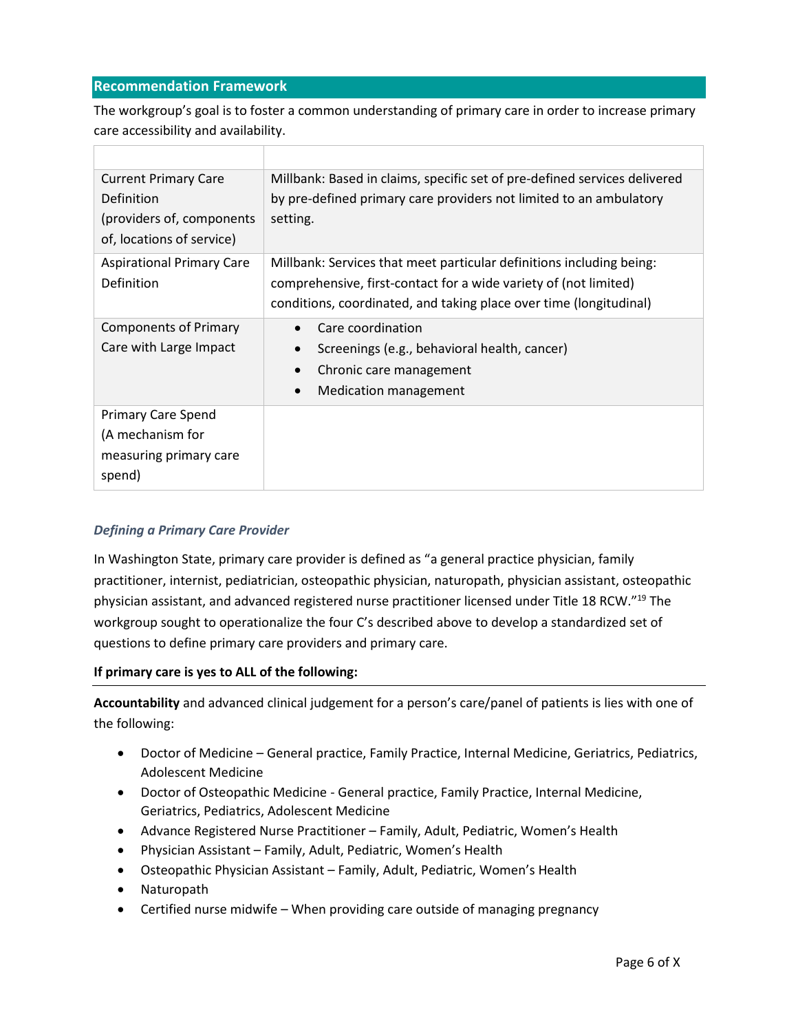## Recommendation Framework

The workgroup's goal is to foster a common understanding of primary care in order to increase primary care accessibility and availability.

| | |
|---|---|
| Current Primary Care Definition (providers of, components of, locations of service) | Millbank: Based in claims, specific set of pre-defined services delivered by pre-defined primary care providers not limited to an ambulatory setting. |
| Aspirational Primary Care Definition | Millbank: Services that meet particular definitions including being: comprehensive, first-contact for a wide variety of (not limited) conditions, coordinated, and taking place over time (longitudinal) |
| Components of Primary Care with Large Impact | • Care coordination<br>• Screenings (e.g., behavioral health, cancer)<br>• Chronic care management<br>• Medication management |
| Primary Care Spend (A mechanism for measuring primary care spend) | |

### *Defining a Primary Care Provider*

In Washington State, primary care provider is defined as "a general practice physician, family practitioner, internist, pediatrician, osteopathic physician, naturopath, physician assistant, osteopathic physician assistant, and advanced registered nurse practitioner licensed under Title 18 RCW."[19] The workgroup sought to operationalize the four C's described above to develop a standardized set of questions to define primary care providers and primary care.

**If primary care is yes to ALL of the following:**

**Accountability** and advanced clinical judgement for a person's care/panel of patients is lies with one of the following:

- Doctor of Medicine – General practice, Family Practice, Internal Medicine, Geriatrics, Pediatrics, Adolescent Medicine
- Doctor of Osteopathic Medicine - General practice, Family Practice, Internal Medicine, Geriatrics, Pediatrics, Adolescent Medicine
- Advance Registered Nurse Practitioner – Family, Adult, Pediatric, Women's Health
- Physician Assistant – Family, Adult, Pediatric, Women's Health
- Osteopathic Physician Assistant – Family, Adult, Pediatric, Women's Health
- Naturopath
- Certified nurse midwife – When providing care outside of managing pregnancy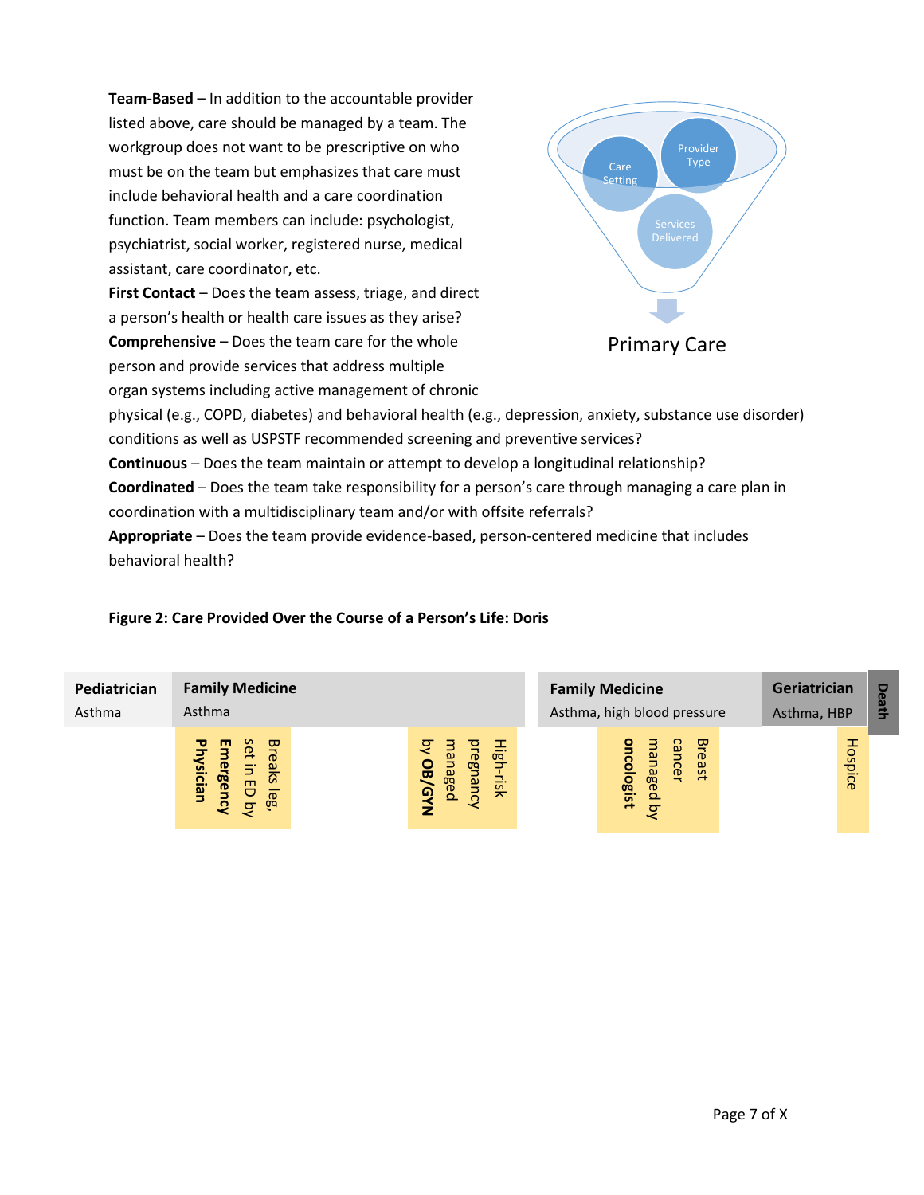**Team-Based** – In addition to the accountable provider listed above, care should be managed by a team. The workgroup does not want to be prescriptive on who must be on the team but emphasizes that care must include behavioral health and a care coordination function. Team members can include: psychologist, psychiatrist, social worker, registered nurse, medical assistant, care coordinator, etc.

Care Setting | Provider Type | Services Delivered → Primary Care

**First Contact** – Does the team assess, triage, and direct a person's health or health care issues as they arise?

**Comprehensive** – Does the team care for the whole person and provide services that address multiple organ systems including active management of chronic physical (e.g., COPD, diabetes) and behavioral health (e.g., depression, anxiety, substance use disorder) conditions as well as USPSTF recommended screening and preventive services?

**Continuous** – Does the team maintain or attempt to develop a longitudinal relationship?

**Coordinated** – Does the team take responsibility for a person's care through managing a care plan in coordination with a multidisciplinary team and/or with offsite referrals?

**Appropriate** – Does the team provide evidence-based, person-centered medicine that includes behavioral health?

**Figure 2: Care Provided Over the Course of a Person's Life: Doris**

| **Pediatrician** | **Family Medicine** | **Family Medicine** | **Geriatrician** | **Death** |
|---|---|---|---|---|
| Asthma | Asthma | Asthma, high blood pressure | Asthma, HBP | |

Events over the course of life:
- Breaks leg, set in ED by **Emergency Physician**
- High-risk pregnancy managed by **OB/GYN**
- Breast cancer managed by **oncologist**
- Hospice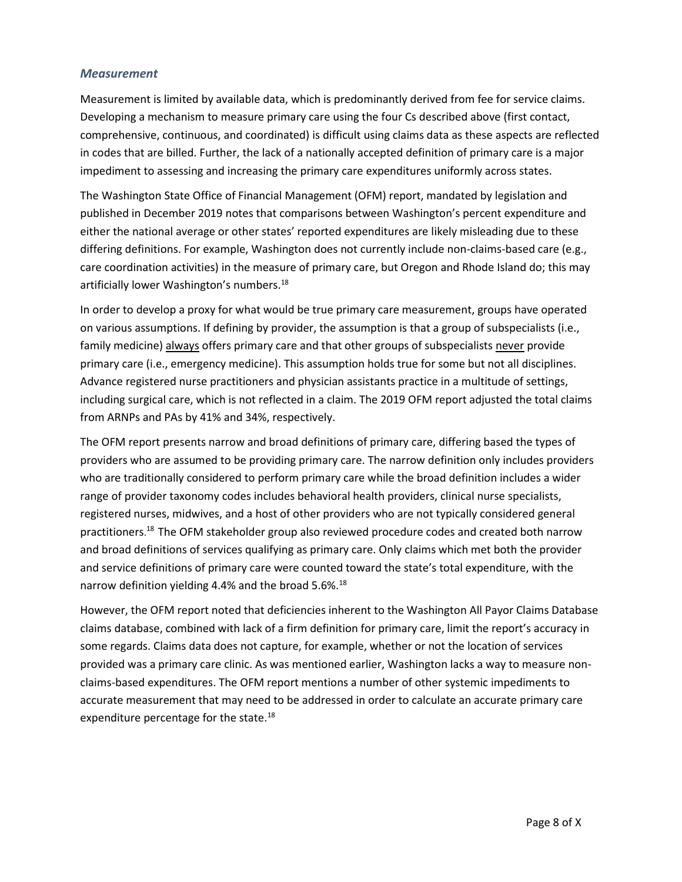### *Measurement*

Measurement is limited by available data, which is predominantly derived from fee for service claims. Developing a mechanism to measure primary care using the four Cs described above (first contact, comprehensive, continuous, and coordinated) is difficult using claims data as these aspects are reflected in codes that are billed. Further, the lack of a nationally accepted definition of primary care is a major impediment to assessing and increasing the primary care expenditures uniformly across states.

The Washington State Office of Financial Management (OFM) report, mandated by legislation and published in December 2019 notes that comparisons between Washington's percent expenditure and either the national average or other states' reported expenditures are likely misleading due to these differing definitions. For example, Washington does not currently include non-claims-based care (e.g., care coordination activities) in the measure of primary care, but Oregon and Rhode Island do; this may artificially lower Washington's numbers.[18]

In order to develop a proxy for what would be true primary care measurement, groups have operated on various assumptions. If defining by provider, the assumption is that a group of subspecialists (i.e., family medicine) always offers primary care and that other groups of subspecialists never provide primary care (i.e., emergency medicine). This assumption holds true for some but not all disciplines. Advance registered nurse practitioners and physician assistants practice in a multitude of settings, including surgical care, which is not reflected in a claim. The 2019 OFM report adjusted the total claims from ARNPs and PAs by 41% and 34%, respectively.

The OFM report presents narrow and broad definitions of primary care, differing based the types of providers who are assumed to be providing primary care. The narrow definition only includes providers who are traditionally considered to perform primary care while the broad definition includes a wider range of provider taxonomy codes includes behavioral health providers, clinical nurse specialists, registered nurses, midwives, and a host of other providers who are not typically considered general practitioners.[18] The OFM stakeholder group also reviewed procedure codes and created both narrow and broad definitions of services qualifying as primary care. Only claims which met both the provider and service definitions of primary care were counted toward the state's total expenditure, with the narrow definition yielding 4.4% and the broad 5.6%.[18]

However, the OFM report noted that deficiencies inherent to the Washington All Payor Claims Database claims database, combined with lack of a firm definition for primary care, limit the report's accuracy in some regards. Claims data does not capture, for example, whether or not the location of services provided was a primary care clinic. As was mentioned earlier, Washington lacks a way to measure non-claims-based expenditures. The OFM report mentions a number of other systemic impediments to accurate measurement that may need to be addressed in order to calculate an accurate primary care expenditure percentage for the state.[18]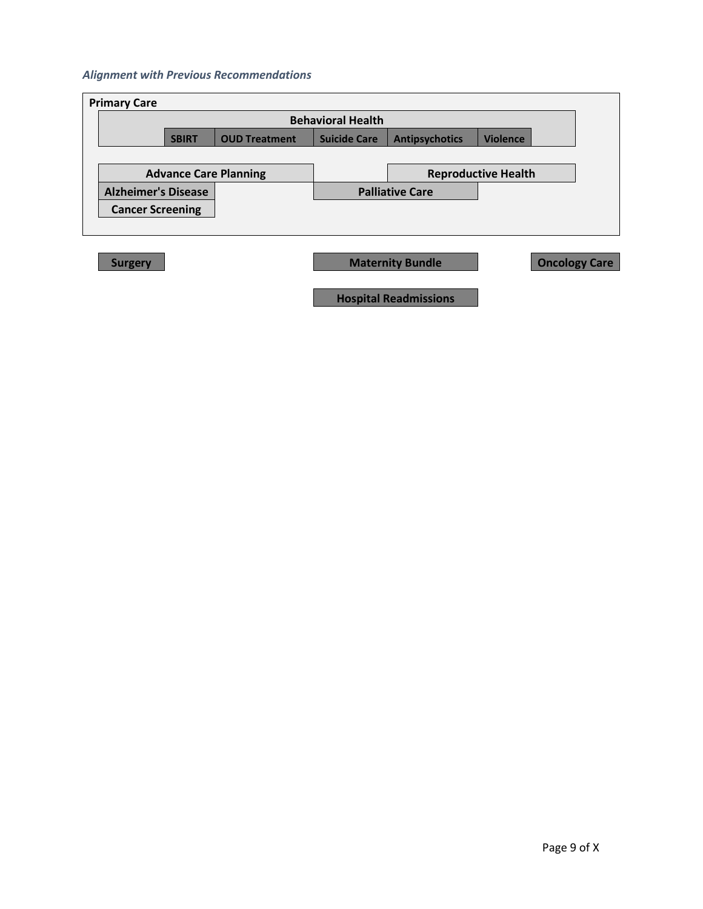*Alignment with Previous Recommendations*

**Primary Care**

**Behavioral Health**

**SBIRT** | **OUD Treatment** | **Suicide Care** | **Antipsychotics** | **Violence**

**Advance Care Planning**

**Reproductive Health**

**Alzheimer's Disease**

**Palliative Care**

**Cancer Screening**

**Surgery**

**Maternity Bundle**

**Oncology Care**

**Hospital Readmissions**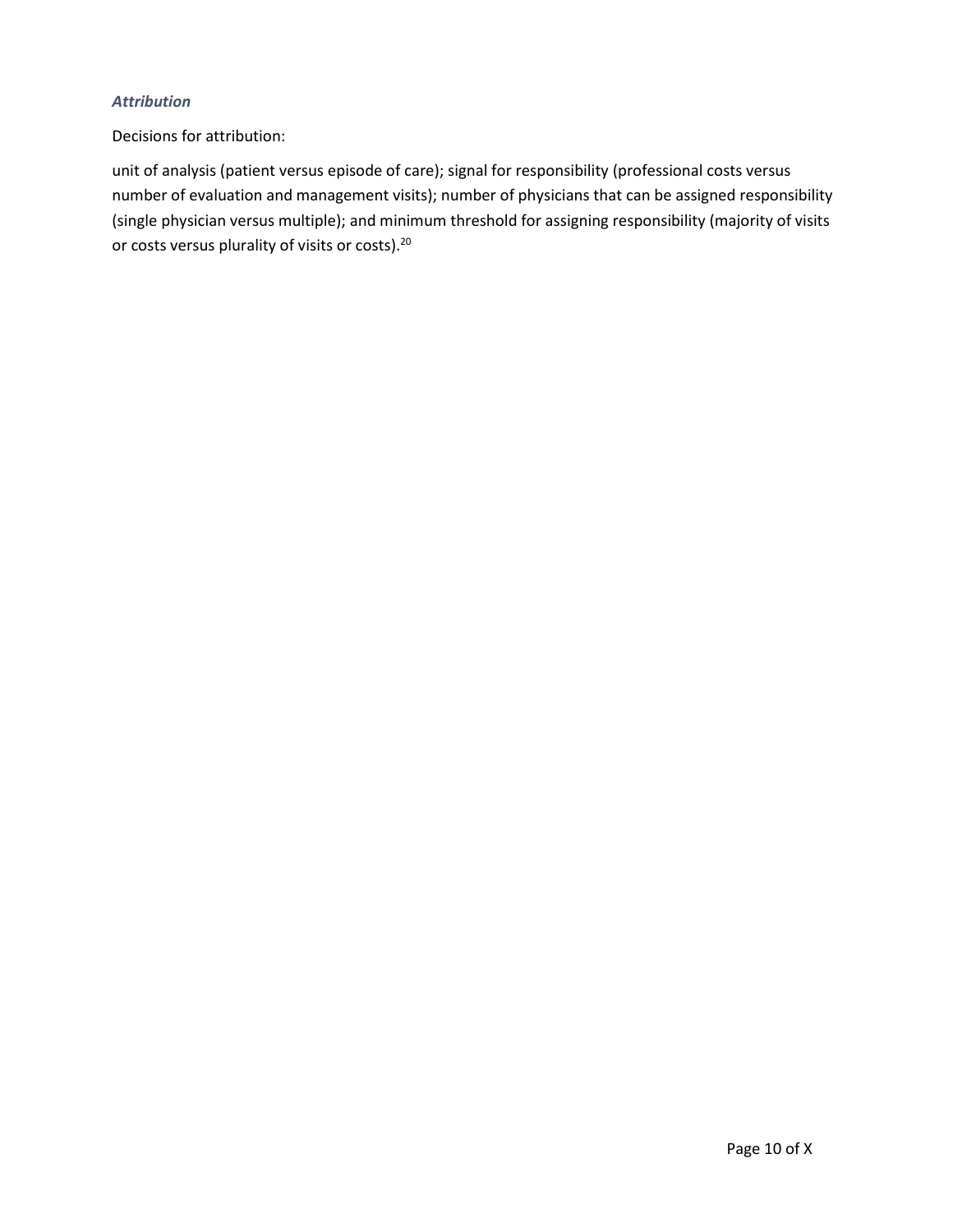### *Attribution*

Decisions for attribution:

unit of analysis (patient versus episode of care); signal for responsibility (professional costs versus number of evaluation and management visits); number of physicians that can be assigned responsibility (single physician versus multiple); and minimum threshold for assigning responsibility (majority of visits or costs versus plurality of visits or costs).[20]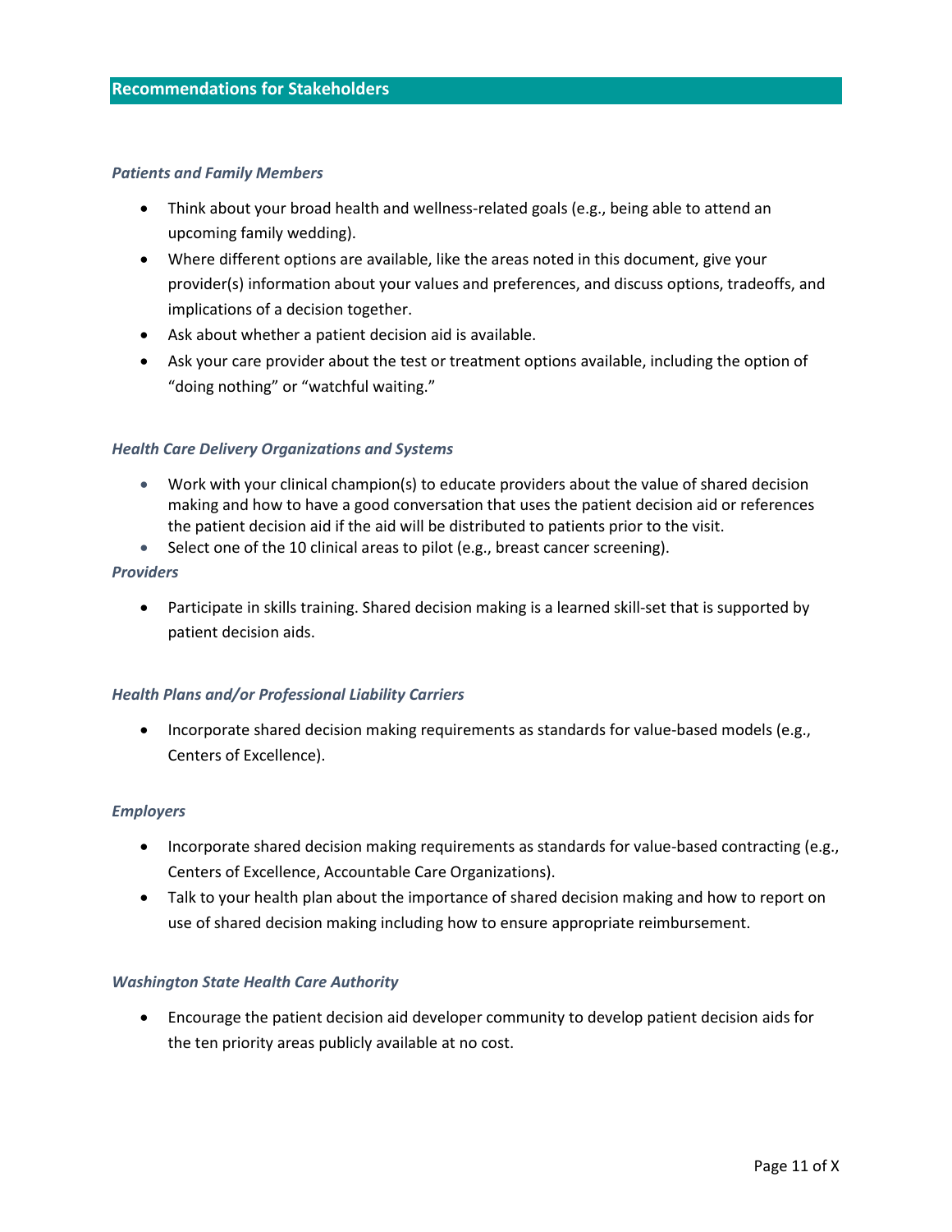## Recommendations for Stakeholders

### *Patients and Family Members*

- Think about your broad health and wellness-related goals (e.g., being able to attend an upcoming family wedding).
- Where different options are available, like the areas noted in this document, give your provider(s) information about your values and preferences, and discuss options, tradeoffs, and implications of a decision together.
- Ask about whether a patient decision aid is available.
- Ask your care provider about the test or treatment options available, including the option of "doing nothing" or "watchful waiting."

### *Health Care Delivery Organizations and Systems*

- Work with your clinical champion(s) to educate providers about the value of shared decision making and how to have a good conversation that uses the patient decision aid or references the patient decision aid if the aid will be distributed to patients prior to the visit.
- Select one of the 10 clinical areas to pilot (e.g., breast cancer screening).

### *Providers*

- Participate in skills training. Shared decision making is a learned skill-set that is supported by patient decision aids.

### *Health Plans and/or Professional Liability Carriers*

- Incorporate shared decision making requirements as standards for value-based models (e.g., Centers of Excellence).

### *Employers*

- Incorporate shared decision making requirements as standards for value-based contracting (e.g., Centers of Excellence, Accountable Care Organizations).
- Talk to your health plan about the importance of shared decision making and how to report on use of shared decision making including how to ensure appropriate reimbursement.

### *Washington State Health Care Authority*

- Encourage the patient decision aid developer community to develop patient decision aids for the ten priority areas publicly available at no cost.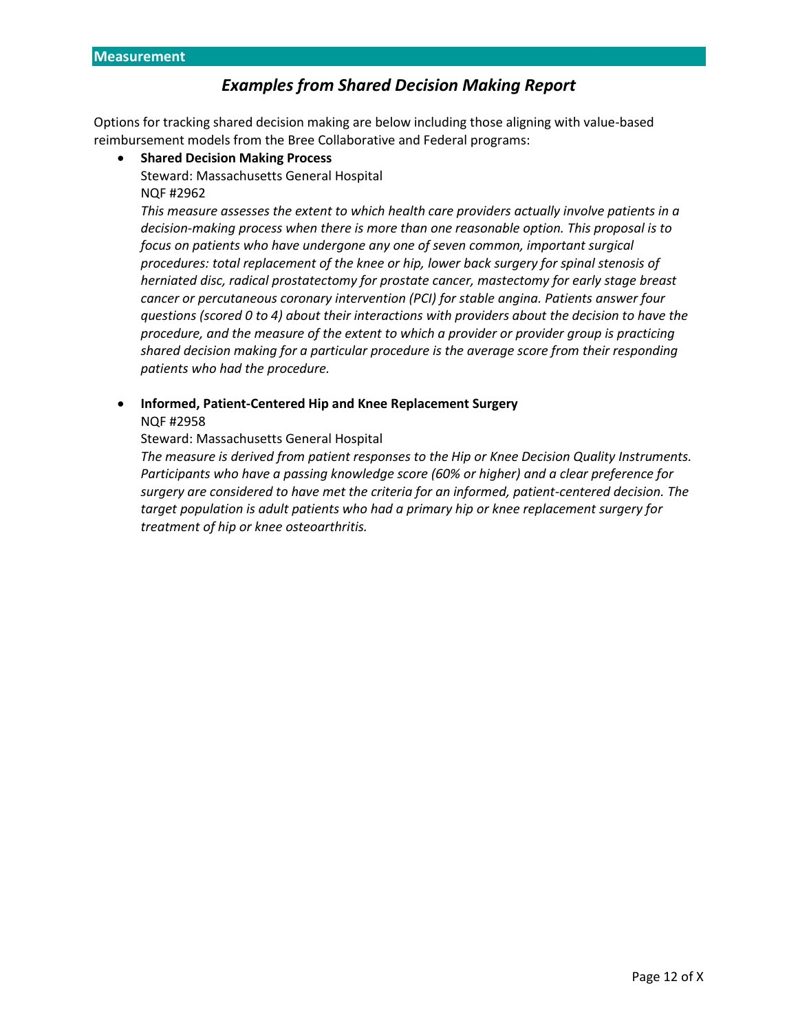## Measurement

### *Examples from Shared Decision Making Report*

Options for tracking shared decision making are below including those aligning with value-based reimbursement models from the Bree Collaborative and Federal programs:

- **Shared Decision Making Process**
  Steward: Massachusetts General Hospital
  NQF #2962
  *This measure assesses the extent to which health care providers actually involve patients in a decision-making process when there is more than one reasonable option. This proposal is to focus on patients who have undergone any one of seven common, important surgical procedures: total replacement of the knee or hip, lower back surgery for spinal stenosis of herniated disc, radical prostatectomy for prostate cancer, mastectomy for early stage breast cancer or percutaneous coronary intervention (PCI) for stable angina. Patients answer four questions (scored 0 to 4) about their interactions with providers about the decision to have the procedure, and the measure of the extent to which a provider or provider group is practicing shared decision making for a particular procedure is the average score from their responding patients who had the procedure.*

- **Informed, Patient-Centered Hip and Knee Replacement Surgery**
  NQF #2958
  Steward: Massachusetts General Hospital
  *The measure is derived from patient responses to the Hip or Knee Decision Quality Instruments. Participants who have a passing knowledge score (60% or higher) and a clear preference for surgery are considered to have met the criteria for an informed, patient-centered decision. The target population is adult patients who had a primary hip or knee replacement surgery for treatment of hip or knee osteoarthritis.*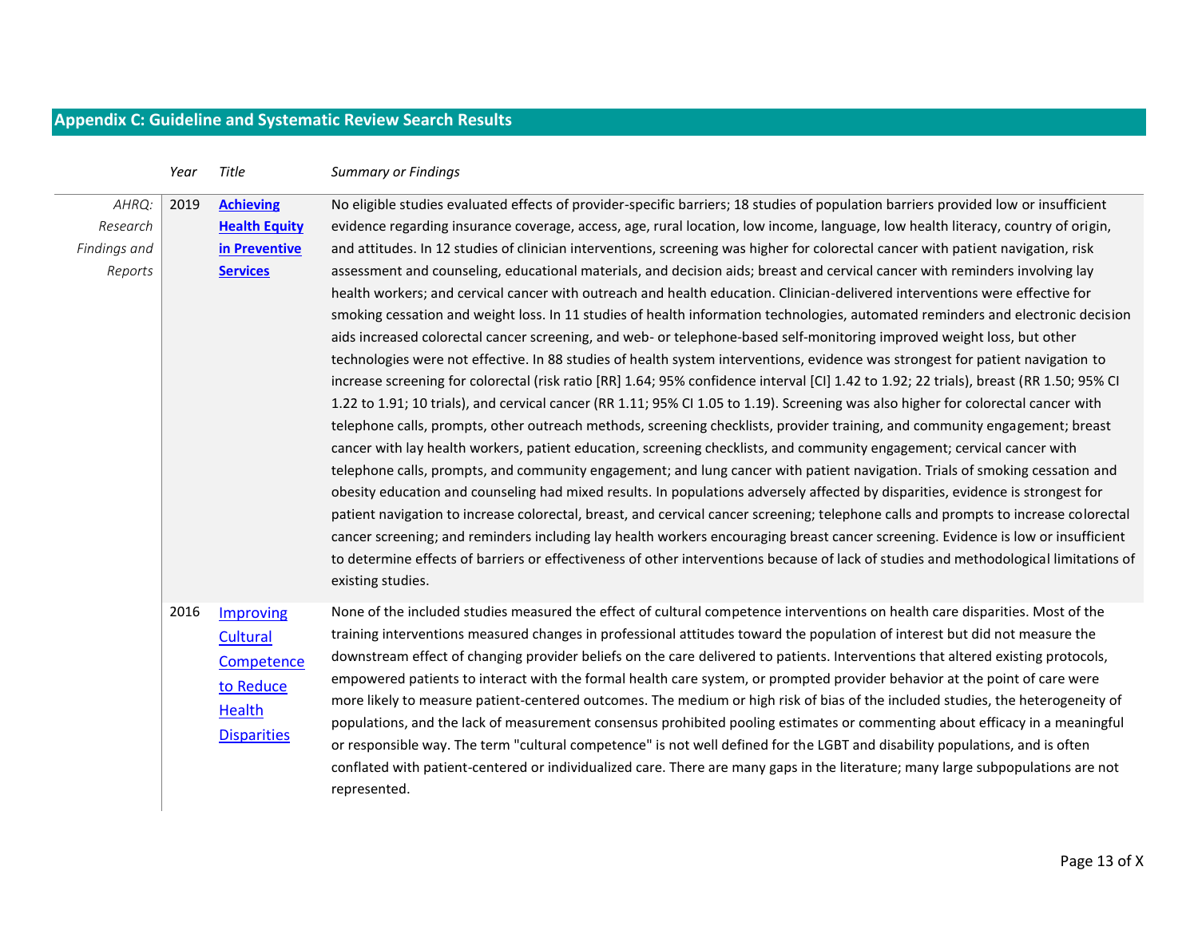## Appendix C: Guideline and Systematic Review Search Results

| | *Year* | *Title* | *Summary or Findings* |
|---|---|---|---|
| *AHRQ: Research Findings and Reports* | 2019 | **Achieving Health Equity in Preventive Services** | No eligible studies evaluated effects of provider-specific barriers; 18 studies of population barriers provided low or insufficient evidence regarding insurance coverage, access, age, rural location, low income, language, low health literacy, country of origin, and attitudes. In 12 studies of clinician interventions, screening was higher for colorectal cancer with patient navigation, risk assessment and counseling, educational materials, and decision aids; breast and cervical cancer with reminders involving lay health workers; and cervical cancer with outreach and health education. Clinician-delivered interventions were effective for smoking cessation and weight loss. In 11 studies of health information technologies, automated reminders and electronic decision aids increased colorectal cancer screening, and web- or telephone-based self-monitoring improved weight loss, but other technologies were not effective. In 88 studies of health system interventions, evidence was strongest for patient navigation to increase screening for colorectal (risk ratio [RR] 1.64; 95% confidence interval [CI] 1.42 to 1.92; 22 trials), breast (RR 1.50; 95% CI 1.22 to 1.91; 10 trials), and cervical cancer (RR 1.11; 95% CI 1.05 to 1.19). Screening was also higher for colorectal cancer with telephone calls, prompts, other outreach methods, screening checklists, provider training, and community engagement; breast cancer with lay health workers, patient education, screening checklists, and community engagement; cervical cancer with telephone calls, prompts, and community engagement; and lung cancer with patient navigation. Trials of smoking cessation and obesity education and counseling had mixed results. In populations adversely affected by disparities, evidence is strongest for patient navigation to increase colorectal, breast, and cervical cancer screening; telephone calls and prompts to increase colorectal cancer screening; and reminders including lay health workers encouraging breast cancer screening. Evidence is low or insufficient to determine effects of barriers or effectiveness of other interventions because of lack of studies and methodological limitations of existing studies. |
| | 2016 | Improving Cultural Competence to Reduce Health Disparities | None of the included studies measured the effect of cultural competence interventions on health care disparities. Most of the training interventions measured changes in professional attitudes toward the population of interest but did not measure the downstream effect of changing provider beliefs on the care delivered to patients. Interventions that altered existing protocols, empowered patients to interact with the formal health care system, or prompted provider behavior at the point of care were more likely to measure patient-centered outcomes. The medium or high risk of bias of the included studies, the heterogeneity of populations, and the lack of measurement consensus prohibited pooling estimates or commenting about efficacy in a meaningful or responsible way. The term "cultural competence" is not well defined for the LGBT and disability populations, and is often conflated with patient-centered or individualized care. There are many gaps in the literature; many large subpopulations are not represented. |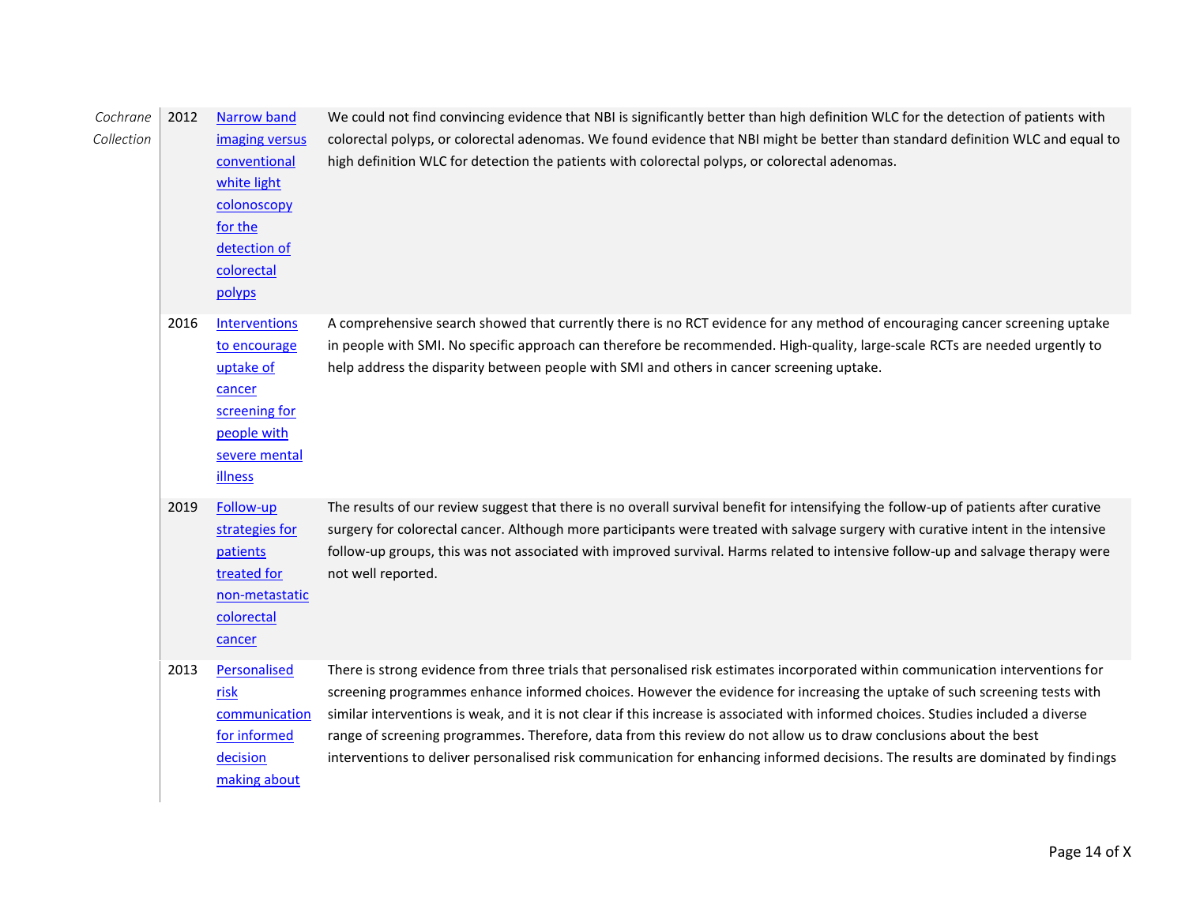| | | | |
|---|---|---|---|
| *Cochrane Collection* | 2012 | Narrow band imaging versus conventional white light colonoscopy for the detection of colorectal polyps | We could not find convincing evidence that NBI is significantly better than high definition WLC for the detection of patients with colorectal polyps, or colorectal adenomas. We found evidence that NBI might be better than standard definition WLC and equal to high definition WLC for detection the patients with colorectal polyps, or colorectal adenomas. |
| | 2016 | Interventions to encourage uptake of cancer screening for people with severe mental illness | A comprehensive search showed that currently there is no RCT evidence for any method of encouraging cancer screening uptake in people with SMI. No specific approach can therefore be recommended. High-quality, large-scale RCTs are needed urgently to help address the disparity between people with SMI and others in cancer screening uptake. |
| | 2019 | Follow-up strategies for patients treated for non-metastatic colorectal cancer | The results of our review suggest that there is no overall survival benefit for intensifying the follow-up of patients after curative surgery for colorectal cancer. Although more participants were treated with salvage surgery with curative intent in the intensive follow-up groups, this was not associated with improved survival. Harms related to intensive follow-up and salvage therapy were not well reported. |
| | 2013 | Personalised risk communication for informed decision making about | There is strong evidence from three trials that personalised risk estimates incorporated within communication interventions for screening programmes enhance informed choices. However the evidence for increasing the uptake of such screening tests with similar interventions is weak, and it is not clear if this increase is associated with informed choices. Studies included a diverse range of screening programmes. Therefore, data from this review do not allow us to draw conclusions about the best interventions to deliver personalised risk communication for enhancing informed decisions. The results are dominated by findings |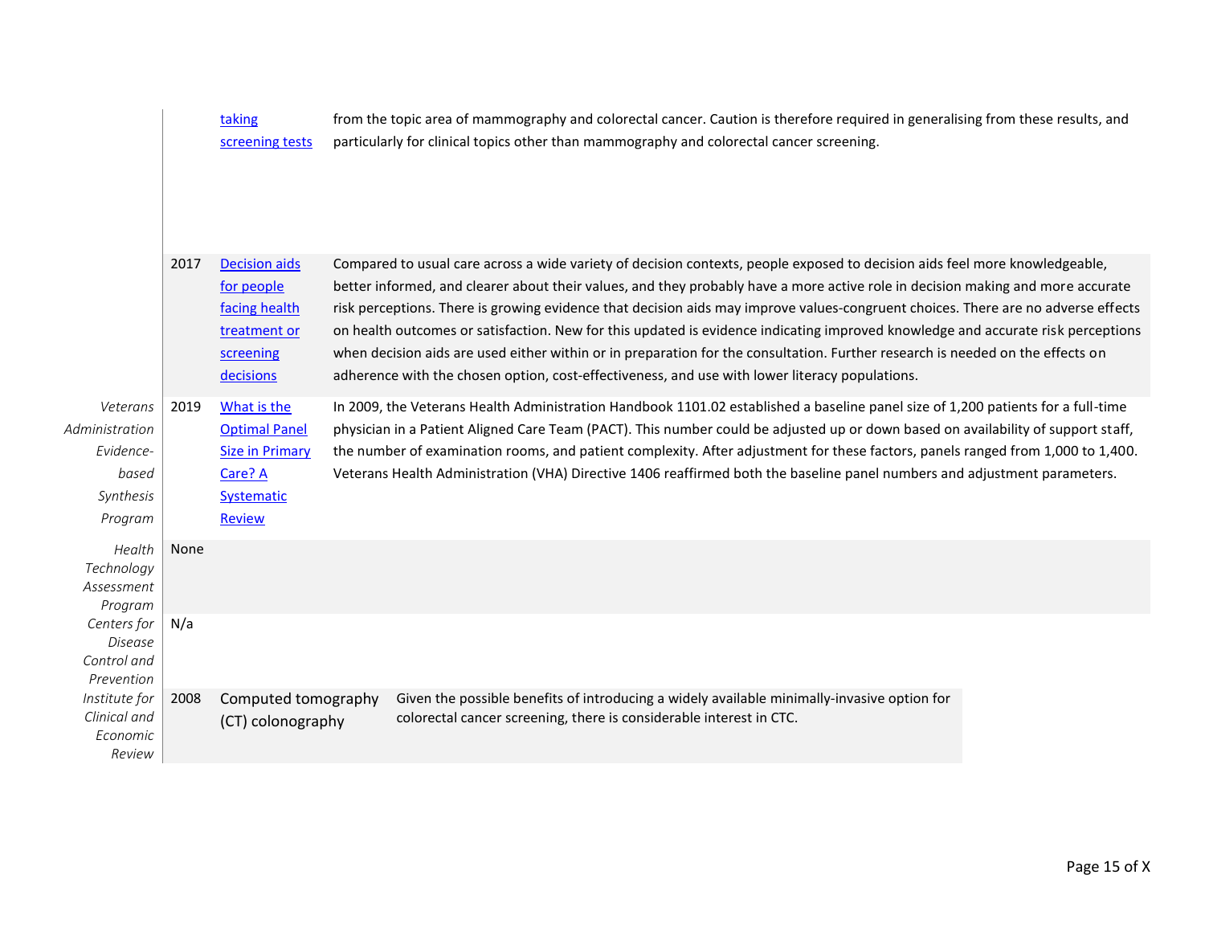| | | | |
|---|---|---|---|
| | | taking screening tests | from the topic area of mammography and colorectal cancer. Caution is therefore required in generalising from these results, and particularly for clinical topics other than mammography and colorectal cancer screening. |
| | 2017 | Decision aids for people facing health treatment or screening decisions | Compared to usual care across a wide variety of decision contexts, people exposed to decision aids feel more knowledgeable, better informed, and clearer about their values, and they probably have a more active role in decision making and more accurate risk perceptions. There is growing evidence that decision aids may improve values-congruent choices. There are no adverse effects on health outcomes or satisfaction. New for this updated is evidence indicating improved knowledge and accurate risk perceptions when decision aids are used either within or in preparation for the consultation. Further research is needed on the effects on adherence with the chosen option, cost-effectiveness, and use with lower literacy populations. |
| *Veterans Administration Evidence-based Synthesis Program* | 2019 | What is the Optimal Panel Size in Primary Care? A Systematic Review | In 2009, the Veterans Health Administration Handbook 1101.02 established a baseline panel size of 1,200 patients for a full-time physician in a Patient Aligned Care Team (PACT). This number could be adjusted up or down based on availability of support staff, the number of examination rooms, and patient complexity. After adjustment for these factors, panels ranged from 1,000 to 1,400. Veterans Health Administration (VHA) Directive 1406 reaffirmed both the baseline panel numbers and adjustment parameters. |
| *Health Technology Assessment Program* | None | | |
| *Centers for Disease Control and Prevention* | N/a | | |
| *Institute for Clinical and Economic Review* | 2008 | Computed tomography (CT) colonography | Given the possible benefits of introducing a widely available minimally-invasive option for colorectal cancer screening, there is considerable interest in CTC. |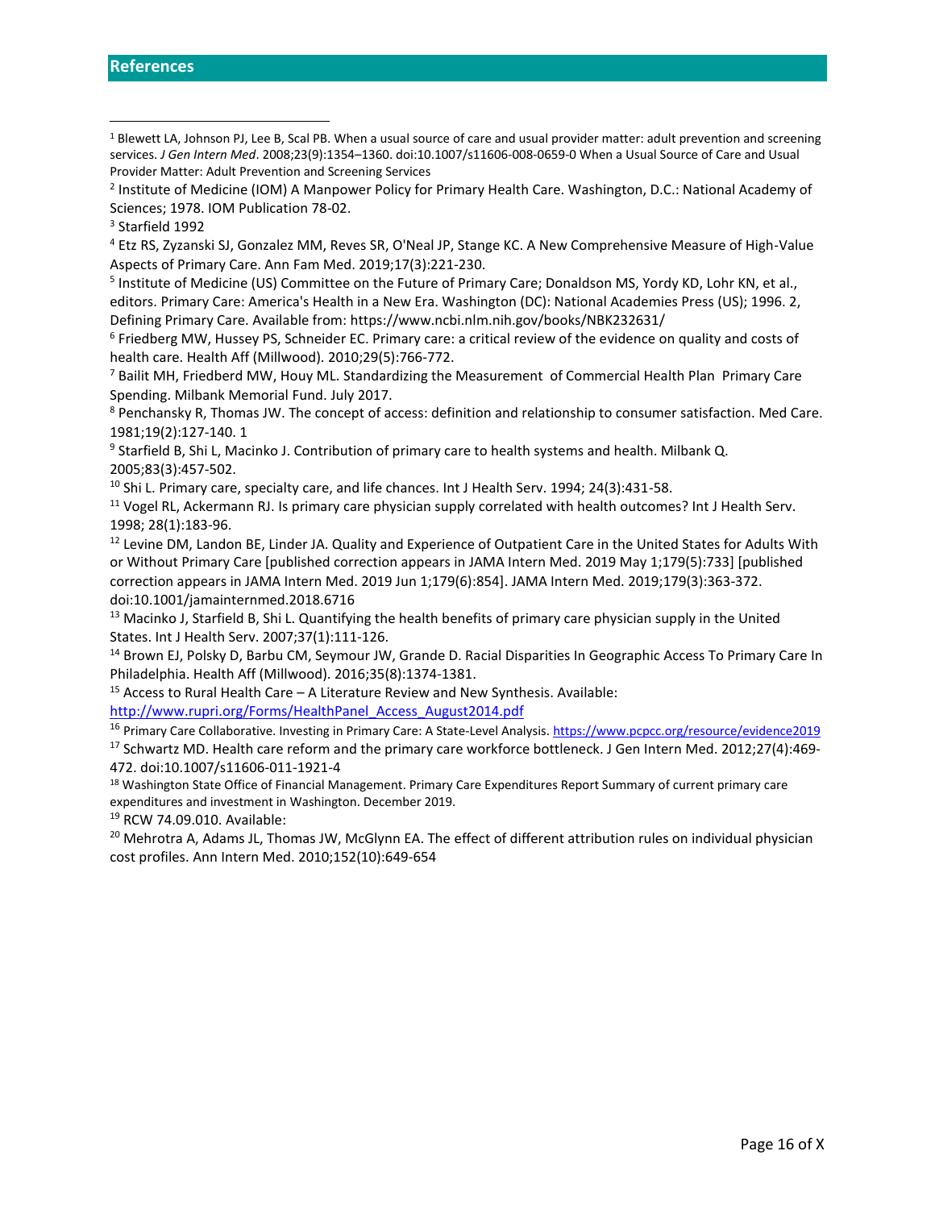## References

[1] Blewett LA, Johnson PJ, Lee B, Scal PB. When a usual source of care and usual provider matter: adult prevention and screening services. *J Gen Intern Med*. 2008;23(9):1354–1360. doi:10.1007/s11606-008-0659-0 When a Usual Source of Care and Usual Provider Matter: Adult Prevention and Screening Services

[2] Institute of Medicine (IOM) A Manpower Policy for Primary Health Care. Washington, D.C.: National Academy of Sciences; 1978. IOM Publication 78-02.

[3] Starfield 1992

[4] Etz RS, Zyzanski SJ, Gonzalez MM, Reves SR, O'Neal JP, Stange KC. A New Comprehensive Measure of High-Value Aspects of Primary Care. Ann Fam Med. 2019;17(3):221-230.

[5] Institute of Medicine (US) Committee on the Future of Primary Care; Donaldson MS, Yordy KD, Lohr KN, et al., editors. Primary Care: America's Health in a New Era. Washington (DC): National Academies Press (US); 1996. 2, Defining Primary Care. Available from: https://www.ncbi.nlm.nih.gov/books/NBK232631/

[6] Friedberg MW, Hussey PS, Schneider EC. Primary care: a critical review of the evidence on quality and costs of health care. Health Aff (Millwood). 2010;29(5):766-772.

[7] Bailit MH, Friedberd MW, Houy ML. Standardizing the Measurement of Commercial Health Plan Primary Care Spending. Milbank Memorial Fund. July 2017.

[8] Penchansky R, Thomas JW. The concept of access: definition and relationship to consumer satisfaction. Med Care. 1981;19(2):127-140. 1

[9] Starfield B, Shi L, Macinko J. Contribution of primary care to health systems and health. Milbank Q. 2005;83(3):457-502.

[10] Shi L. Primary care, specialty care, and life chances. Int J Health Serv. 1994; 24(3):431-58.

[11] Vogel RL, Ackermann RJ. Is primary care physician supply correlated with health outcomes? Int J Health Serv. 1998; 28(1):183-96.

[12] Levine DM, Landon BE, Linder JA. Quality and Experience of Outpatient Care in the United States for Adults With or Without Primary Care [published correction appears in JAMA Intern Med. 2019 May 1;179(5):733] [published correction appears in JAMA Intern Med. 2019 Jun 1;179(6):854]. JAMA Intern Med. 2019;179(3):363-372. doi:10.1001/jamainternmed.2018.6716

[13] Macinko J, Starfield B, Shi L. Quantifying the health benefits of primary care physician supply in the United States. Int J Health Serv. 2007;37(1):111-126.

[14] Brown EJ, Polsky D, Barbu CM, Seymour JW, Grande D. Racial Disparities In Geographic Access To Primary Care In Philadelphia. Health Aff (Millwood). 2016;35(8):1374-1381.

[15] Access to Rural Health Care – A Literature Review and New Synthesis. Available: http://www.rupri.org/Forms/HealthPanel_Access_August2014.pdf

[16] Primary Care Collaborative. Investing in Primary Care: A State-Level Analysis. https://www.pcpcc.org/resource/evidence2019

[17] Schwartz MD. Health care reform and the primary care workforce bottleneck. J Gen Intern Med. 2012;27(4):469-472. doi:10.1007/s11606-011-1921-4

[18] Washington State Office of Financial Management. Primary Care Expenditures Report Summary of current primary care expenditures and investment in Washington. December 2019.

[19] RCW 74.09.010. Available:

[20] Mehrotra A, Adams JL, Thomas JW, McGlynn EA. The effect of different attribution rules on individual physician cost profiles. Ann Intern Med. 2010;152(10):649-654